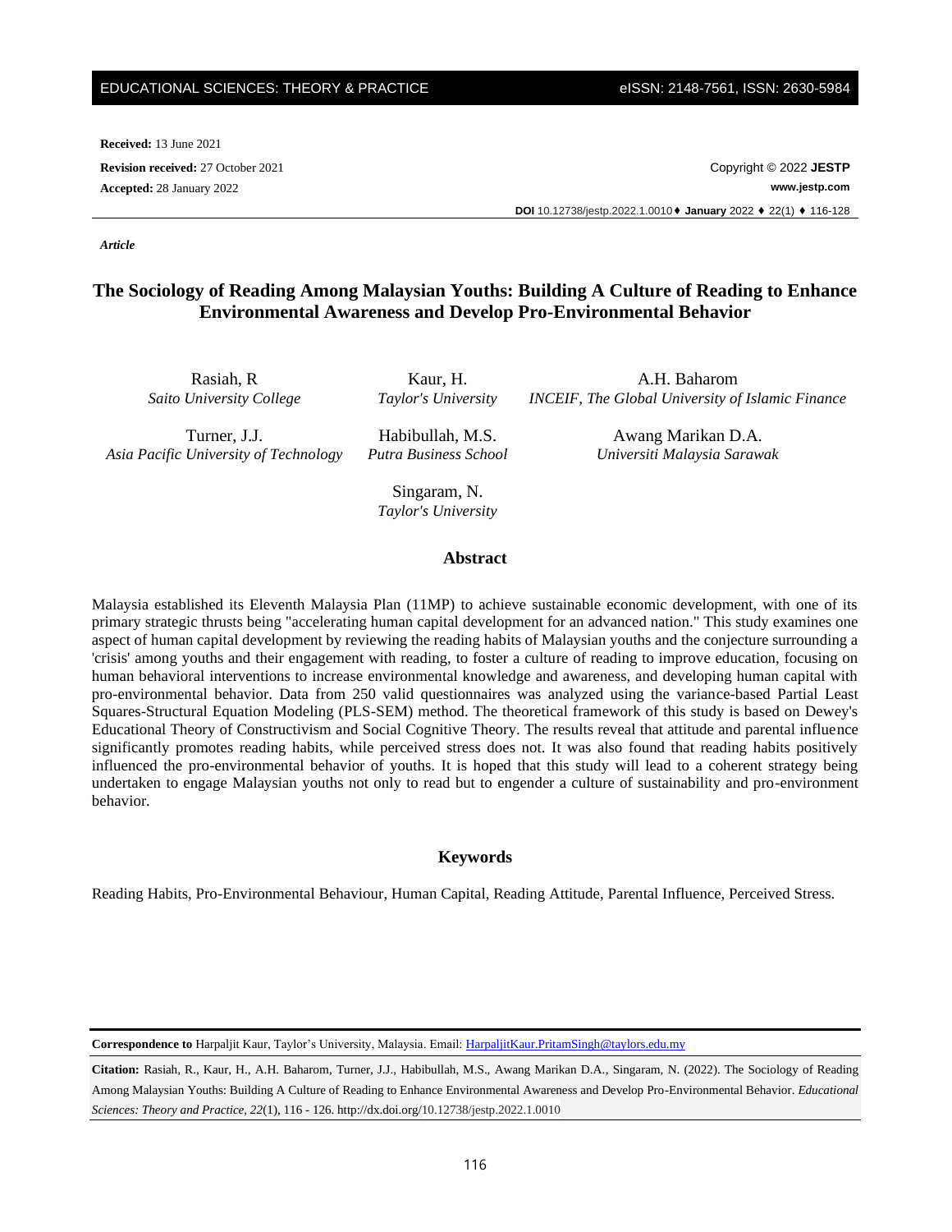**Received:** 13 June 2021

**Revision received:** 27 October 2021

**Accepted:** 28 January 2022

Copyright © 2022 **JESTP**

**www.jestp.com**

**DOI** 10.12738/jestp.2022.1.0010 ♦ **January** 2022 ♦ 22(1) ♦ 116-128

***Article***

# The Sociology of Reading Among Malaysian Youths: Building A Culture of Reading to Enhance Environmental Awareness and Develop Pro-Environmental Behavior

Rasiah, R
*Saito University College*

Kaur, H.
*Taylor's University*

A.H. Baharom
*INCEIF, The Global University of Islamic Finance*

Turner, J.J.
*Asia Pacific University of Technology*

Habibullah, M.S.
*Putra Business School*

Awang Marikan D.A.
*Universiti Malaysia Sarawak*

Singaram, N.
*Taylor's University*

## Abstract

Malaysia established its Eleventh Malaysia Plan (11MP) to achieve sustainable economic development, with one of its primary strategic thrusts being "accelerating human capital development for an advanced nation." This study examines one aspect of human capital development by reviewing the reading habits of Malaysian youths and the conjecture surrounding a 'crisis' among youths and their engagement with reading, to foster a culture of reading to improve education, focusing on human behavioral interventions to increase environmental knowledge and awareness, and developing human capital with pro-environmental behavior. Data from 250 valid questionnaires was analyzed using the variance-based Partial Least Squares-Structural Equation Modeling (PLS-SEM) method. The theoretical framework of this study is based on Dewey's Educational Theory of Constructivism and Social Cognitive Theory. The results reveal that attitude and parental influence significantly promotes reading habits, while perceived stress does not. It was also found that reading habits positively influenced the pro-environmental behavior of youths. It is hoped that this study will lead to a coherent strategy being undertaken to engage Malaysian youths not only to read but to engender a culture of sustainability and pro-environment behavior.

## Keywords

Reading Habits, Pro-Environmental Behaviour, Human Capital, Reading Attitude, Parental Influence, Perceived Stress.

---

**Correspondence to** Harpaljit Kaur, Taylor's University, Malaysia. Email: HarpaljitKaur.PritamSingh@taylors.edu.my

**Citation:** Rasiah, R., Kaur, H., A.H. Baharom, Turner, J.J., Habibullah, M.S., Awang Marikan D.A., Singaram, N. (2022). The Sociology of Reading Among Malaysian Youths: Building A Culture of Reading to Enhance Environmental Awareness and Develop Pro-Environmental Behavior. *Educational Sciences: Theory and Practice, 22*(1), 116 - 126. http://dx.doi.org/10.12738/jestp.2022.1.0010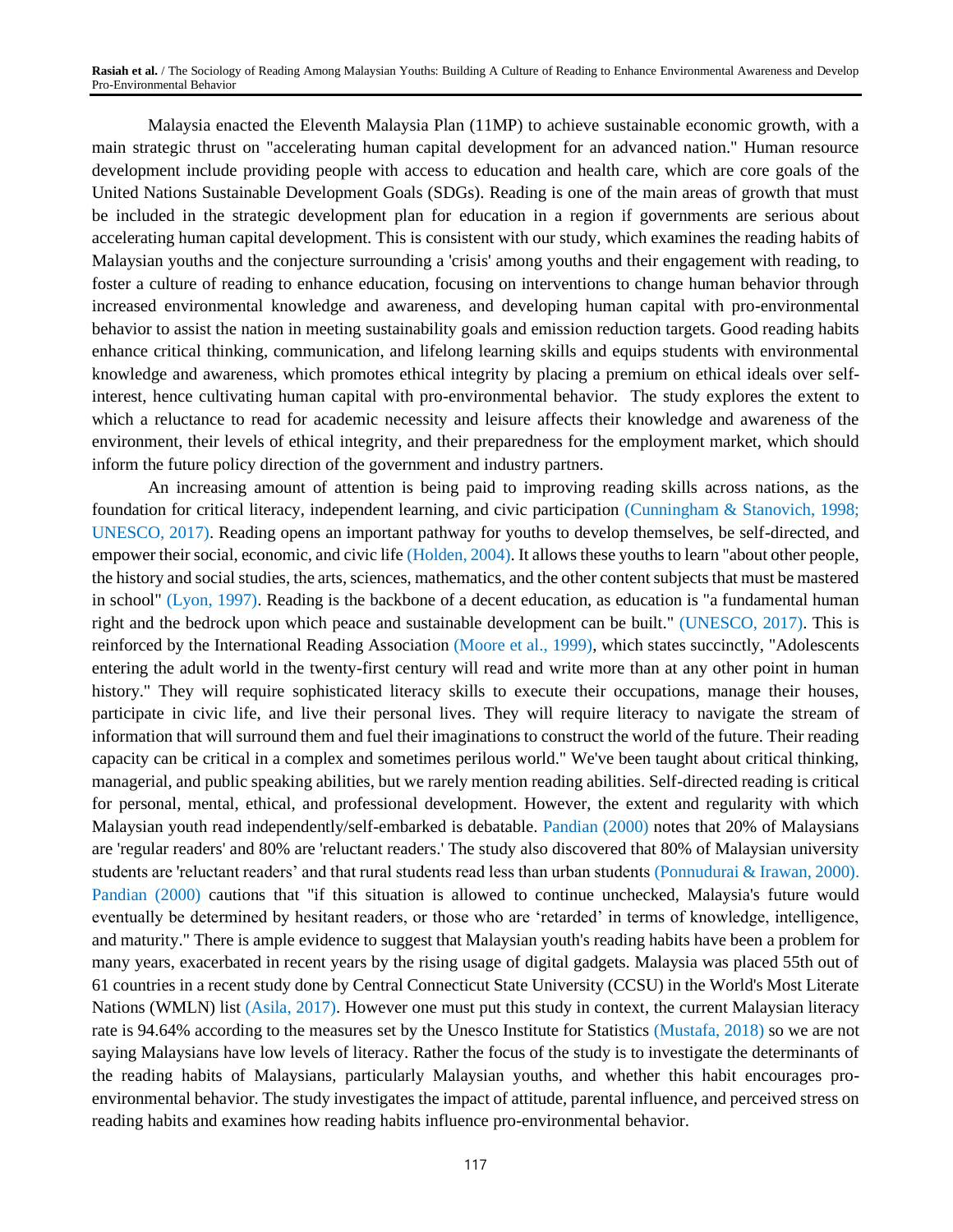Malaysia enacted the Eleventh Malaysia Plan (11MP) to achieve sustainable economic growth, with a main strategic thrust on "accelerating human capital development for an advanced nation." Human resource development include providing people with access to education and health care, which are core goals of the United Nations Sustainable Development Goals (SDGs). Reading is one of the main areas of growth that must be included in the strategic development plan for education in a region if governments are serious about accelerating human capital development. This is consistent with our study, which examines the reading habits of Malaysian youths and the conjecture surrounding a 'crisis' among youths and their engagement with reading, to foster a culture of reading to enhance education, focusing on interventions to change human behavior through increased environmental knowledge and awareness, and developing human capital with pro-environmental behavior to assist the nation in meeting sustainability goals and emission reduction targets. Good reading habits enhance critical thinking, communication, and lifelong learning skills and equips students with environmental knowledge and awareness, which promotes ethical integrity by placing a premium on ethical ideals over self-interest, hence cultivating human capital with pro-environmental behavior. The study explores the extent to which a reluctance to read for academic necessity and leisure affects their knowledge and awareness of the environment, their levels of ethical integrity, and their preparedness for the employment market, which should inform the future policy direction of the government and industry partners.

An increasing amount of attention is being paid to improving reading skills across nations, as the foundation for critical literacy, independent learning, and civic participation (Cunningham & Stanovich, 1998; UNESCO, 2017). Reading opens an important pathway for youths to develop themselves, be self-directed, and empower their social, economic, and civic life (Holden, 2004). It allows these youths to learn "about other people, the history and social studies, the arts, sciences, mathematics, and the other content subjects that must be mastered in school" (Lyon, 1997). Reading is the backbone of a decent education, as education is "a fundamental human right and the bedrock upon which peace and sustainable development can be built." (UNESCO, 2017). This is reinforced by the International Reading Association (Moore et al., 1999), which states succinctly, "Adolescents entering the adult world in the twenty-first century will read and write more than at any other point in human history." They will require sophisticated literacy skills to execute their occupations, manage their houses, participate in civic life, and live their personal lives. They will require literacy to navigate the stream of information that will surround them and fuel their imaginations to construct the world of the future. Their reading capacity can be critical in a complex and sometimes perilous world." We've been taught about critical thinking, managerial, and public speaking abilities, but we rarely mention reading abilities. Self-directed reading is critical for personal, mental, ethical, and professional development. However, the extent and regularity with which Malaysian youth read independently/self-embarked is debatable. Pandian (2000) notes that 20% of Malaysians are 'regular readers' and 80% are 'reluctant readers.' The study also discovered that 80% of Malaysian university students are 'reluctant readers' and that rural students read less than urban students (Ponnudurai & Irawan, 2000). Pandian (2000) cautions that "if this situation is allowed to continue unchecked, Malaysia's future would eventually be determined by hesitant readers, or those who are 'retarded' in terms of knowledge, intelligence, and maturity." There is ample evidence to suggest that Malaysian youth's reading habits have been a problem for many years, exacerbated in recent years by the rising usage of digital gadgets. Malaysia was placed 55th out of 61 countries in a recent study done by Central Connecticut State University (CCSU) in the World's Most Literate Nations (WMLN) list (Asila, 2017). However one must put this study in context, the current Malaysian literacy rate is 94.64% according to the measures set by the Unesco Institute for Statistics (Mustafa, 2018) so we are not saying Malaysians have low levels of literacy. Rather the focus of the study is to investigate the determinants of the reading habits of Malaysians, particularly Malaysian youths, and whether this habit encourages pro-environmental behavior. The study investigates the impact of attitude, parental influence, and perceived stress on reading habits and examines how reading habits influence pro-environmental behavior.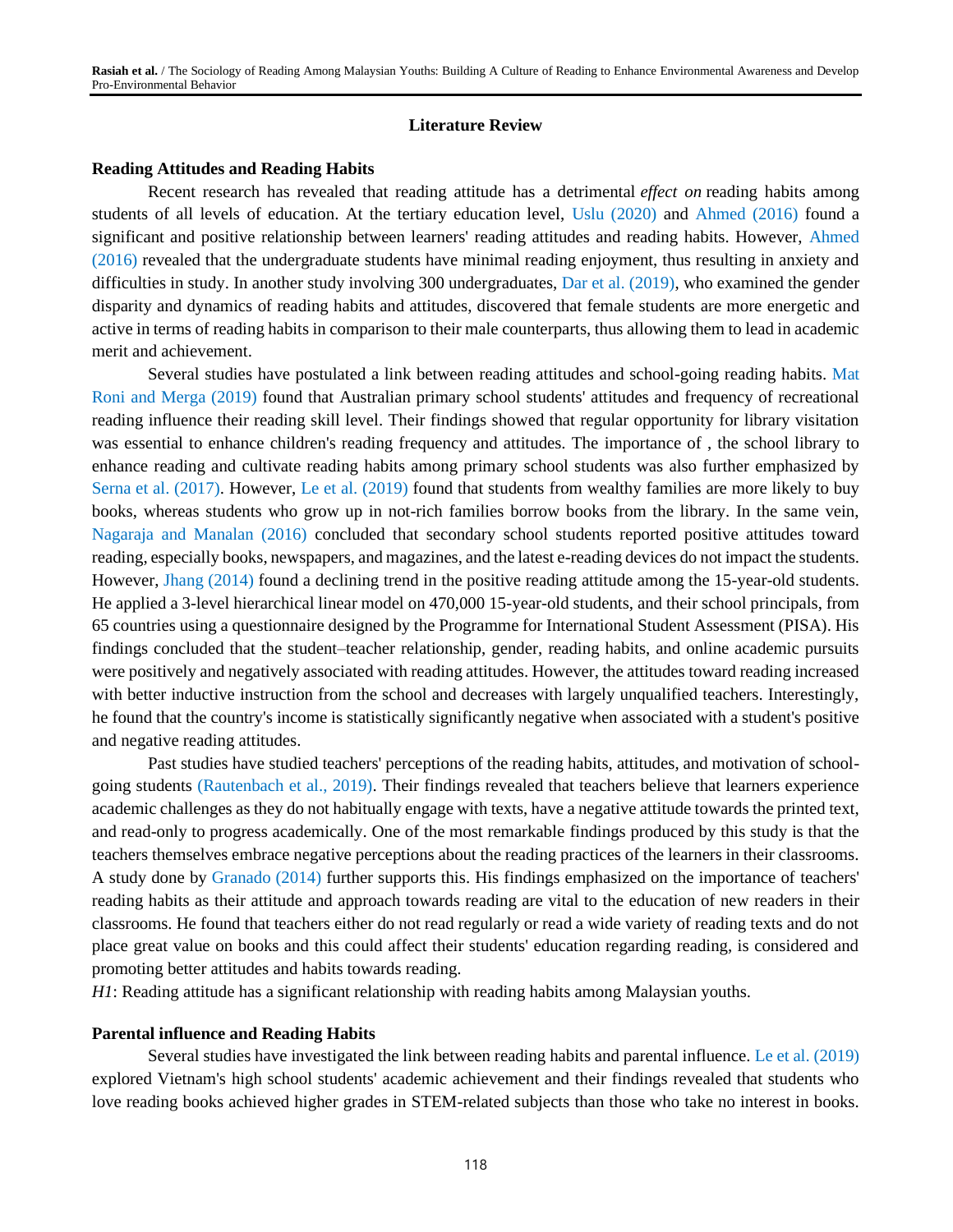## Literature Review

### Reading Attitudes and Reading Habits

Recent research has revealed that reading attitude has a detrimental *effect on* reading habits among students of all levels of education. At the tertiary education level, Uslu (2020) and Ahmed (2016) found a significant and positive relationship between learners' reading attitudes and reading habits. However, Ahmed (2016) revealed that the undergraduate students have minimal reading enjoyment, thus resulting in anxiety and difficulties in study. In another study involving 300 undergraduates, Dar et al. (2019), who examined the gender disparity and dynamics of reading habits and attitudes, discovered that female students are more energetic and active in terms of reading habits in comparison to their male counterparts, thus allowing them to lead in academic merit and achievement.

Several studies have postulated a link between reading attitudes and school-going reading habits. Mat Roni and Merga (2019) found that Australian primary school students' attitudes and frequency of recreational reading influence their reading skill level. Their findings showed that regular opportunity for library visitation was essential to enhance children's reading frequency and attitudes. The importance of , the school library to enhance reading and cultivate reading habits among primary school students was also further emphasized by Serna et al. (2017). However, Le et al. (2019) found that students from wealthy families are more likely to buy books, whereas students who grow up in not-rich families borrow books from the library. In the same vein, Nagaraja and Manalan (2016) concluded that secondary school students reported positive attitudes toward reading, especially books, newspapers, and magazines, and the latest e-reading devices do not impact the students. However, Jhang (2014) found a declining trend in the positive reading attitude among the 15-year-old students. He applied a 3-level hierarchical linear model on 470,000 15-year-old students, and their school principals, from 65 countries using a questionnaire designed by the Programme for International Student Assessment (PISA). His findings concluded that the student–teacher relationship, gender, reading habits, and online academic pursuits were positively and negatively associated with reading attitudes. However, the attitudes toward reading increased with better inductive instruction from the school and decreases with largely unqualified teachers. Interestingly, he found that the country's income is statistically significantly negative when associated with a student's positive and negative reading attitudes.

Past studies have studied teachers' perceptions of the reading habits, attitudes, and motivation of school-going students (Rautenbach et al., 2019). Their findings revealed that teachers believe that learners experience academic challenges as they do not habitually engage with texts, have a negative attitude towards the printed text, and read-only to progress academically. One of the most remarkable findings produced by this study is that the teachers themselves embrace negative perceptions about the reading practices of the learners in their classrooms. A study done by Granado (2014) further supports this. His findings emphasized on the importance of teachers' reading habits as their attitude and approach towards reading are vital to the education of new readers in their classrooms. He found that teachers either do not read regularly or read a wide variety of reading texts and do not place great value on books and this could affect their students' education regarding reading, is considered and promoting better attitudes and habits towards reading.

*H1*: Reading attitude has a significant relationship with reading habits among Malaysian youths.

### Parental influence and Reading Habits

Several studies have investigated the link between reading habits and parental influence. Le et al. (2019) explored Vietnam's high school students' academic achievement and their findings revealed that students who love reading books achieved higher grades in STEM-related subjects than those who take no interest in books.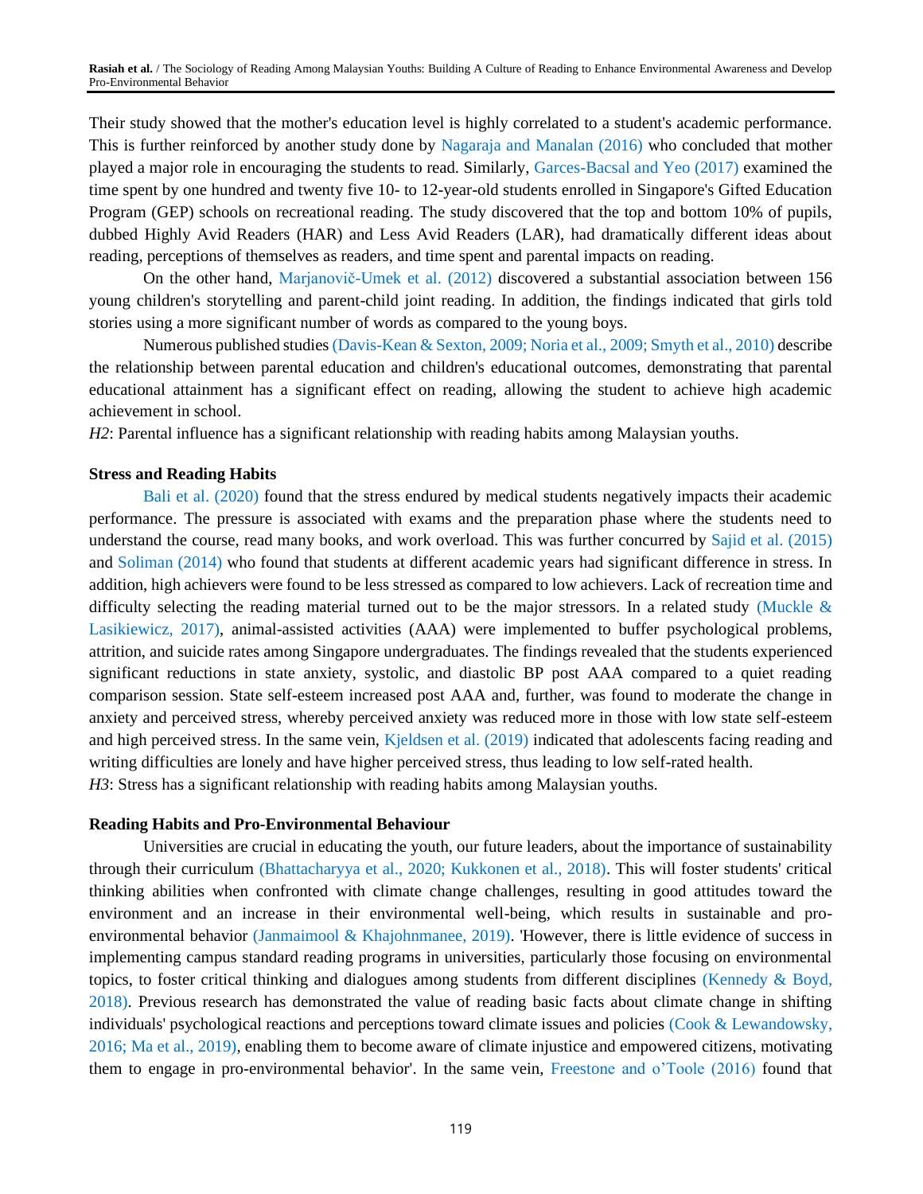Their study showed that the mother's education level is highly correlated to a student's academic performance. This is further reinforced by another study done by Nagaraja and Manalan (2016) who concluded that mother played a major role in encouraging the students to read. Similarly, Garces-Bacsal and Yeo (2017) examined the time spent by one hundred and twenty five 10- to 12-year-old students enrolled in Singapore's Gifted Education Program (GEP) schools on recreational reading. The study discovered that the top and bottom 10% of pupils, dubbed Highly Avid Readers (HAR) and Less Avid Readers (LAR), had dramatically different ideas about reading, perceptions of themselves as readers, and time spent and parental impacts on reading.

On the other hand, Marjanovič-Umek et al. (2012) discovered a substantial association between 156 young children's storytelling and parent-child joint reading. In addition, the findings indicated that girls told stories using a more significant number of words as compared to the young boys.

Numerous published studies (Davis-Kean & Sexton, 2009; Noria et al., 2009; Smyth et al., 2010) describe the relationship between parental education and children's educational outcomes, demonstrating that parental educational attainment has a significant effect on reading, allowing the student to achieve high academic achievement in school.

*H2*: Parental influence has a significant relationship with reading habits among Malaysian youths.

**Stress and Reading Habits**

Bali et al. (2020) found that the stress endured by medical students negatively impacts their academic performance. The pressure is associated with exams and the preparation phase where the students need to understand the course, read many books, and work overload. This was further concurred by Sajid et al. (2015) and Soliman (2014) who found that students at different academic years had significant difference in stress. In addition, high achievers were found to be less stressed as compared to low achievers. Lack of recreation time and difficulty selecting the reading material turned out to be the major stressors. In a related study (Muckle & Lasikiewicz, 2017), animal-assisted activities (AAA) were implemented to buffer psychological problems, attrition, and suicide rates among Singapore undergraduates. The findings revealed that the students experienced significant reductions in state anxiety, systolic, and diastolic BP post AAA compared to a quiet reading comparison session. State self-esteem increased post AAA and, further, was found to moderate the change in anxiety and perceived stress, whereby perceived anxiety was reduced more in those with low state self-esteem and high perceived stress. In the same vein, Kjeldsen et al. (2019) indicated that adolescents facing reading and writing difficulties are lonely and have higher perceived stress, thus leading to low self-rated health.

*H3*: Stress has a significant relationship with reading habits among Malaysian youths.

**Reading Habits and Pro-Environmental Behaviour**

Universities are crucial in educating the youth, our future leaders, about the importance of sustainability through their curriculum (Bhattacharyya et al., 2020; Kukkonen et al., 2018). This will foster students' critical thinking abilities when confronted with climate change challenges, resulting in good attitudes toward the environment and an increase in their environmental well-being, which results in sustainable and pro-environmental behavior (Janmaimool & Khajohnmanee, 2019). 'However, there is little evidence of success in implementing campus standard reading programs in universities, particularly those focusing on environmental topics, to foster critical thinking and dialogues among students from different disciplines (Kennedy & Boyd, 2018). Previous research has demonstrated the value of reading basic facts about climate change in shifting individuals' psychological reactions and perceptions toward climate issues and policies (Cook & Lewandowsky, 2016; Ma et al., 2019), enabling them to become aware of climate injustice and empowered citizens, motivating them to engage in pro-environmental behavior'. In the same vein, Freestone and o'Toole (2016) found that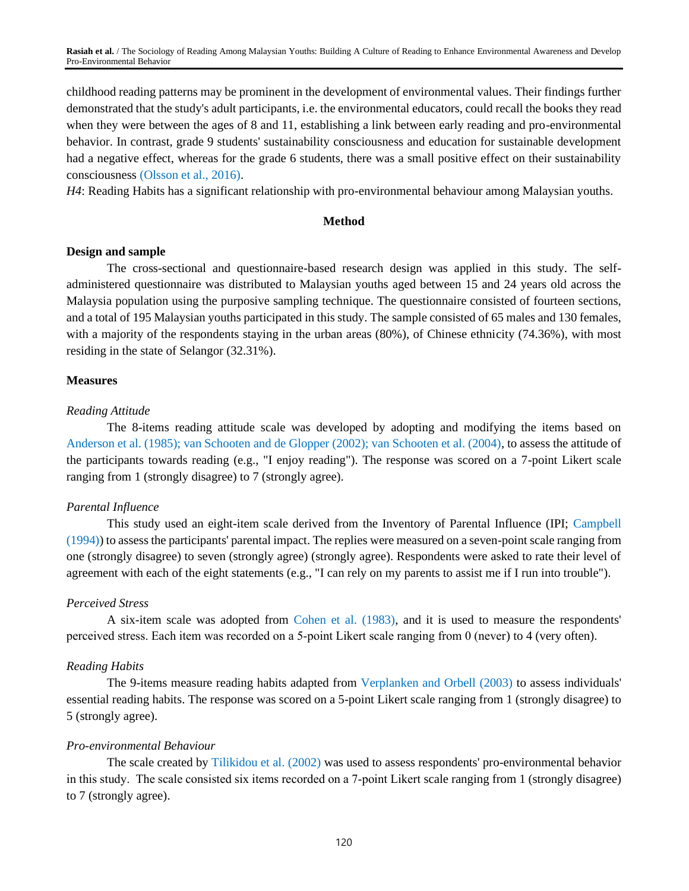childhood reading patterns may be prominent in the development of environmental values. Their findings further demonstrated that the study's adult participants, i.e. the environmental educators, could recall the books they read when they were between the ages of 8 and 11, establishing a link between early reading and pro-environmental behavior. In contrast, grade 9 students' sustainability consciousness and education for sustainable development had a negative effect, whereas for the grade 6 students, there was a small positive effect on their sustainability consciousness (Olsson et al., 2016).

*H4*: Reading Habits has a significant relationship with pro-environmental behaviour among Malaysian youths.

## Method

### Design and sample

The cross-sectional and questionnaire-based research design was applied in this study. The self-administered questionnaire was distributed to Malaysian youths aged between 15 and 24 years old across the Malaysia population using the purposive sampling technique. The questionnaire consisted of fourteen sections, and a total of 195 Malaysian youths participated in this study. The sample consisted of 65 males and 130 females, with a majority of the respondents staying in the urban areas (80%), of Chinese ethnicity (74.36%), with most residing in the state of Selangor (32.31%).

### Measures

#### *Reading Attitude*

The 8-items reading attitude scale was developed by adopting and modifying the items based on Anderson et al. (1985); van Schooten and de Glopper (2002); van Schooten et al. (2004), to assess the attitude of the participants towards reading (e.g., "I enjoy reading"). The response was scored on a 7-point Likert scale ranging from 1 (strongly disagree) to 7 (strongly agree).

#### *Parental Influence*

This study used an eight-item scale derived from the Inventory of Parental Influence (IPI; Campbell (1994)) to assess the participants' parental impact. The replies were measured on a seven-point scale ranging from one (strongly disagree) to seven (strongly agree) (strongly agree). Respondents were asked to rate their level of agreement with each of the eight statements (e.g., "I can rely on my parents to assist me if I run into trouble").

#### *Perceived Stress*

A six-item scale was adopted from Cohen et al. (1983), and it is used to measure the respondents' perceived stress. Each item was recorded on a 5-point Likert scale ranging from 0 (never) to 4 (very often).

#### *Reading Habits*

The 9-items measure reading habits adapted from Verplanken and Orbell (2003) to assess individuals' essential reading habits. The response was scored on a 5-point Likert scale ranging from 1 (strongly disagree) to 5 (strongly agree).

#### *Pro-environmental Behaviour*

The scale created by Tilikidou et al. (2002) was used to assess respondents' pro-environmental behavior in this study. The scale consisted six items recorded on a 7-point Likert scale ranging from 1 (strongly disagree) to 7 (strongly agree).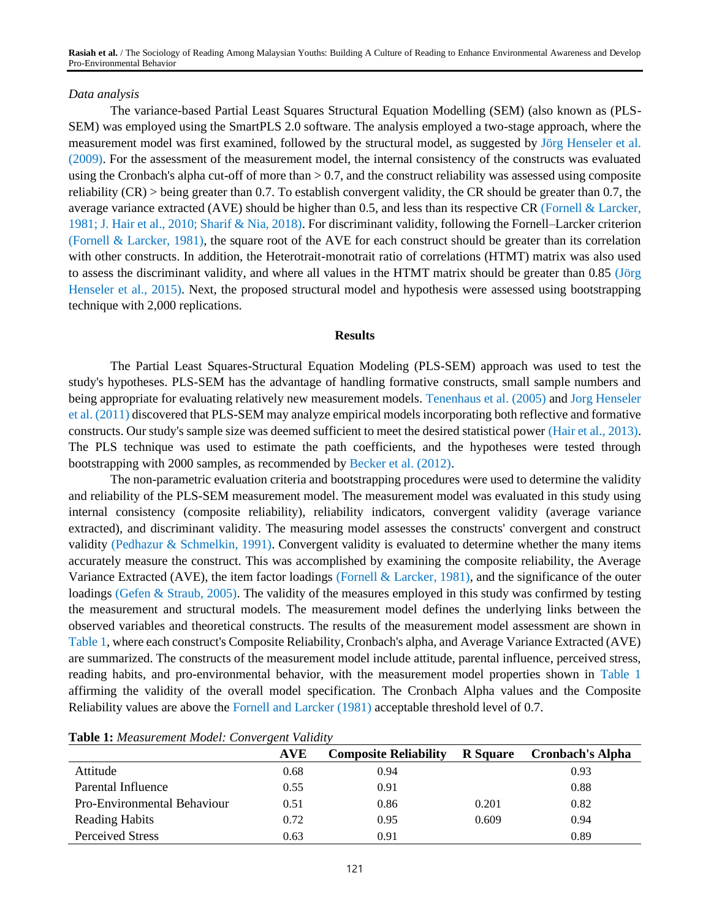*Data analysis*

The variance-based Partial Least Squares Structural Equation Modelling (SEM) (also known as (PLS-SEM) was employed using the SmartPLS 2.0 software. The analysis employed a two-stage approach, where the measurement model was first examined, followed by the structural model, as suggested by Jörg Henseler et al. (2009). For the assessment of the measurement model, the internal consistency of the constructs was evaluated using the Cronbach's alpha cut-off of more than > 0.7, and the construct reliability was assessed using composite reliability (CR) > being greater than 0.7. To establish convergent validity, the CR should be greater than 0.7, the average variance extracted (AVE) should be higher than 0.5, and less than its respective CR (Fornell & Larcker, 1981; J. Hair et al., 2010; Sharif & Nia, 2018). For discriminant validity, following the Fornell–Larcker criterion (Fornell & Larcker, 1981), the square root of the AVE for each construct should be greater than its correlation with other constructs. In addition, the Heterotrait-monotrait ratio of correlations (HTMT) matrix was also used to assess the discriminant validity, and where all values in the HTMT matrix should be greater than 0.85 (Jörg Henseler et al., 2015). Next, the proposed structural model and hypothesis were assessed using bootstrapping technique with 2,000 replications.

## Results

The Partial Least Squares-Structural Equation Modeling (PLS-SEM) approach was used to test the study's hypotheses. PLS-SEM has the advantage of handling formative constructs, small sample numbers and being appropriate for evaluating relatively new measurement models. Tenenhaus et al. (2005) and Jorg Henseler et al. (2011) discovered that PLS-SEM may analyze empirical models incorporating both reflective and formative constructs. Our study's sample size was deemed sufficient to meet the desired statistical power (Hair et al., 2013). The PLS technique was used to estimate the path coefficients, and the hypotheses were tested through bootstrapping with 2000 samples, as recommended by Becker et al. (2012).

The non-parametric evaluation criteria and bootstrapping procedures were used to determine the validity and reliability of the PLS-SEM measurement model. The measurement model was evaluated in this study using internal consistency (composite reliability), reliability indicators, convergent validity (average variance extracted), and discriminant validity. The measuring model assesses the constructs' convergent and construct validity (Pedhazur & Schmelkin, 1991). Convergent validity is evaluated to determine whether the many items accurately measure the construct. This was accomplished by examining the composite reliability, the Average Variance Extracted (AVE), the item factor loadings (Fornell & Larcker, 1981), and the significance of the outer loadings (Gefen & Straub, 2005). The validity of the measures employed in this study was confirmed by testing the measurement and structural models. The measurement model defines the underlying links between the observed variables and theoretical constructs. The results of the measurement model assessment are shown in Table 1, where each construct's Composite Reliability, Cronbach's alpha, and Average Variance Extracted (AVE) are summarized. The constructs of the measurement model include attitude, parental influence, perceived stress, reading habits, and pro-environmental behavior, with the measurement model properties shown in Table 1 affirming the validity of the overall model specification. The Cronbach Alpha values and the Composite Reliability values are above the Fornell and Larcker (1981) acceptable threshold level of 0.7.

**Table 1:** *Measurement Model: Convergent Validity*

| | AVE | Composite Reliability | R Square | Cronbach's Alpha |
|---|---|---|---|---|
| Attitude | 0.68 | 0.94 | | 0.93 |
| Parental Influence | 0.55 | 0.91 | | 0.88 |
| Pro-Environmental Behaviour | 0.51 | 0.86 | 0.201 | 0.82 |
| Reading Habits | 0.72 | 0.95 | 0.609 | 0.94 |
| Perceived Stress | 0.63 | 0.91 | | 0.89 |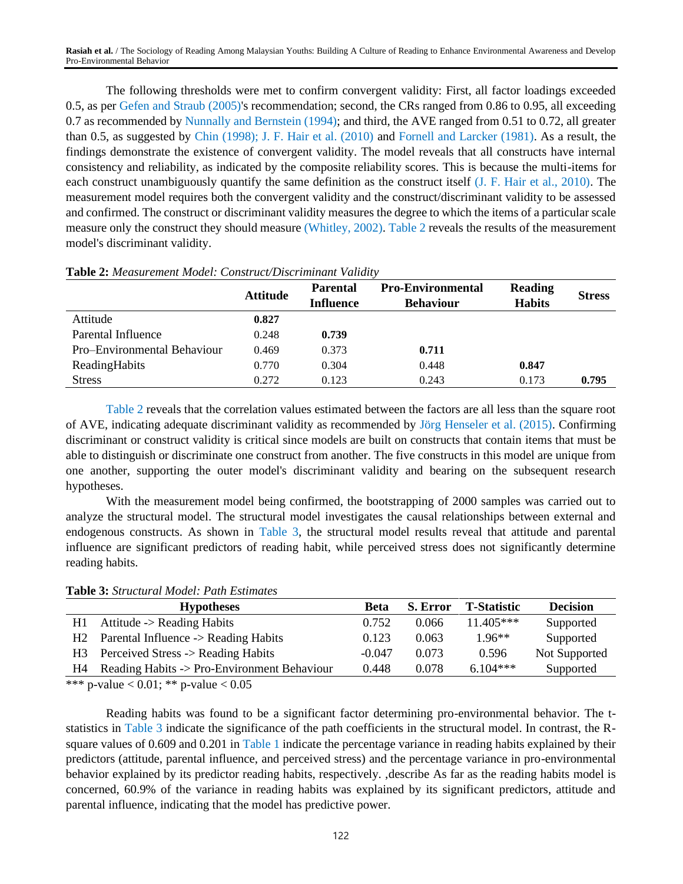The following thresholds were met to confirm convergent validity: First, all factor loadings exceeded 0.5, as per Gefen and Straub (2005)'s recommendation; second, the CRs ranged from 0.86 to 0.95, all exceeding 0.7 as recommended by Nunnally and Bernstein (1994); and third, the AVE ranged from 0.51 to 0.72, all greater than 0.5, as suggested by Chin (1998); J. F. Hair et al. (2010) and Fornell and Larcker (1981). As a result, the findings demonstrate the existence of convergent validity. The model reveals that all constructs have internal consistency and reliability, as indicated by the composite reliability scores. This is because the multi-items for each construct unambiguously quantify the same definition as the construct itself (J. F. Hair et al., 2010). The measurement model requires both the convergent validity and the construct/discriminant validity to be assessed and confirmed. The construct or discriminant validity measures the degree to which the items of a particular scale measure only the construct they should measure (Whitley, 2002). Table 2 reveals the results of the measurement model's discriminant validity.

**Table 2:** *Measurement Model: Construct/Discriminant Validity*

| | Attitude | Parental Influence | Pro-Environmental Behaviour | Reading Habits | Stress |
|---|---|---|---|---|---|
| Attitude | **0.827** | | | | |
| Parental Influence | 0.248 | **0.739** | | | |
| Pro–Environmental Behaviour | 0.469 | 0.373 | **0.711** | | |
| ReadingHabits | 0.770 | 0.304 | 0.448 | **0.847** | |
| Stress | 0.272 | 0.123 | 0.243 | 0.173 | **0.795** |

Table 2 reveals that the correlation values estimated between the factors are all less than the square root of AVE, indicating adequate discriminant validity as recommended by Jörg Henseler et al. (2015). Confirming discriminant or construct validity is critical since models are built on constructs that contain items that must be able to distinguish or discriminate one construct from another. The five constructs in this model are unique from one another, supporting the outer model's discriminant validity and bearing on the subsequent research hypotheses.

With the measurement model being confirmed, the bootstrapping of 2000 samples was carried out to analyze the structural model. The structural model investigates the causal relationships between external and endogenous constructs. As shown in Table 3, the structural model results reveal that attitude and parental influence are significant predictors of reading habit, while perceived stress does not significantly determine reading habits.

**Table 3:** *Structural Model: Path Estimates*

| | Hypotheses | Beta | S. Error | T-Statistic | Decision |
|---|---|---|---|---|---|
| H1 | Attitude -> Reading Habits | 0.752 | 0.066 | 11.405*** | Supported |
| H2 | Parental Influence -> Reading Habits | 0.123 | 0.063 | 1.96** | Supported |
| H3 | Perceived Stress -> Reading Habits | -0.047 | 0.073 | 0.596 | Not Supported |
| H4 | Reading Habits -> Pro-Environment Behaviour | 0.448 | 0.078 | 6.104*** | Supported |

*** p-value < 0.01; ** p-value < 0.05

Reading habits was found to be a significant factor determining pro-environmental behavior. The t-statistics in Table 3 indicate the significance of the path coefficients in the structural model. In contrast, the R-square values of 0.609 and 0.201 in Table 1 indicate the percentage variance in reading habits explained by their predictors (attitude, parental influence, and perceived stress) and the percentage variance in pro-environmental behavior explained by its predictor reading habits, respectively. ,describe As far as the reading habits model is concerned, 60.9% of the variance in reading habits was explained by its significant predictors, attitude and parental influence, indicating that the model has predictive power.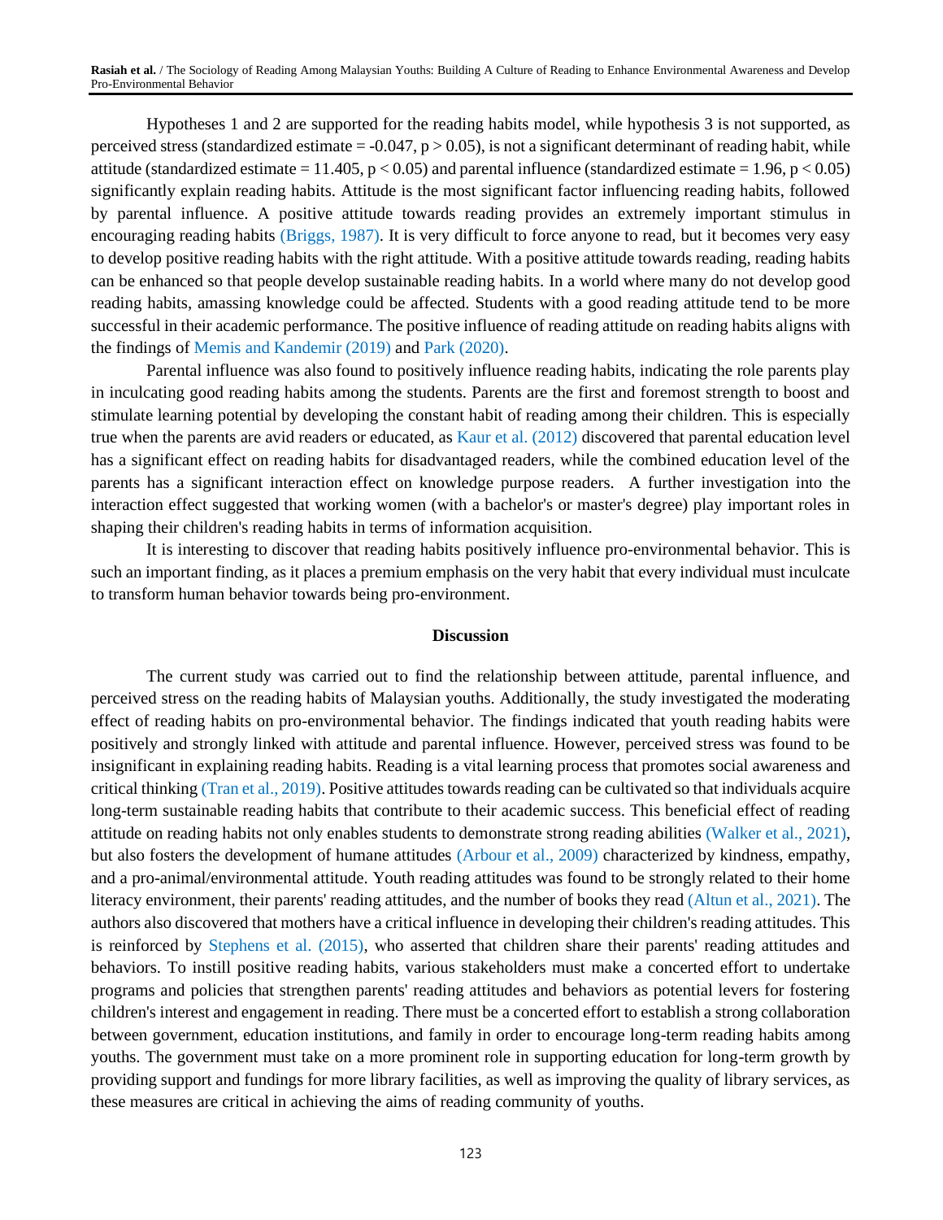Hypotheses 1 and 2 are supported for the reading habits model, while hypothesis 3 is not supported, as perceived stress (standardized estimate = -0.047, $p > 0.05$), is not a significant determinant of reading habit, while attitude (standardized estimate = 11.405, $p < 0.05$) and parental influence (standardized estimate = 1.96, $p < 0.05$) significantly explain reading habits. Attitude is the most significant factor influencing reading habits, followed by parental influence. A positive attitude towards reading provides an extremely important stimulus in encouraging reading habits (Briggs, 1987). It is very difficult to force anyone to read, but it becomes very easy to develop positive reading habits with the right attitude. With a positive attitude towards reading, reading habits can be enhanced so that people develop sustainable reading habits. In a world where many do not develop good reading habits, amassing knowledge could be affected. Students with a good reading attitude tend to be more successful in their academic performance. The positive influence of reading attitude on reading habits aligns with the findings of Memis and Kandemir (2019) and Park (2020).

Parental influence was also found to positively influence reading habits, indicating the role parents play in inculcating good reading habits among the students. Parents are the first and foremost strength to boost and stimulate learning potential by developing the constant habit of reading among their children. This is especially true when the parents are avid readers or educated, as Kaur et al. (2012) discovered that parental education level has a significant effect on reading habits for disadvantaged readers, while the combined education level of the parents has a significant interaction effect on knowledge purpose readers. A further investigation into the interaction effect suggested that working women (with a bachelor's or master's degree) play important roles in shaping their children's reading habits in terms of information acquisition.

It is interesting to discover that reading habits positively influence pro-environmental behavior. This is such an important finding, as it places a premium emphasis on the very habit that every individual must inculcate to transform human behavior towards being pro-environment.

## Discussion

The current study was carried out to find the relationship between attitude, parental influence, and perceived stress on the reading habits of Malaysian youths. Additionally, the study investigated the moderating effect of reading habits on pro-environmental behavior. The findings indicated that youth reading habits were positively and strongly linked with attitude and parental influence. However, perceived stress was found to be insignificant in explaining reading habits. Reading is a vital learning process that promotes social awareness and critical thinking (Tran et al., 2019). Positive attitudes towards reading can be cultivated so that individuals acquire long-term sustainable reading habits that contribute to their academic success. This beneficial effect of reading attitude on reading habits not only enables students to demonstrate strong reading abilities (Walker et al., 2021), but also fosters the development of humane attitudes (Arbour et al., 2009) characterized by kindness, empathy, and a pro-animal/environmental attitude. Youth reading attitudes was found to be strongly related to their home literacy environment, their parents' reading attitudes, and the number of books they read (Altun et al., 2021). The authors also discovered that mothers have a critical influence in developing their children's reading attitudes. This is reinforced by Stephens et al. (2015), who asserted that children share their parents' reading attitudes and behaviors. To instill positive reading habits, various stakeholders must make a concerted effort to undertake programs and policies that strengthen parents' reading attitudes and behaviors as potential levers for fostering children's interest and engagement in reading. There must be a concerted effort to establish a strong collaboration between government, education institutions, and family in order to encourage long-term reading habits among youths. The government must take on a more prominent role in supporting education for long-term growth by providing support and fundings for more library facilities, as well as improving the quality of library services, as these measures are critical in achieving the aims of reading community of youths.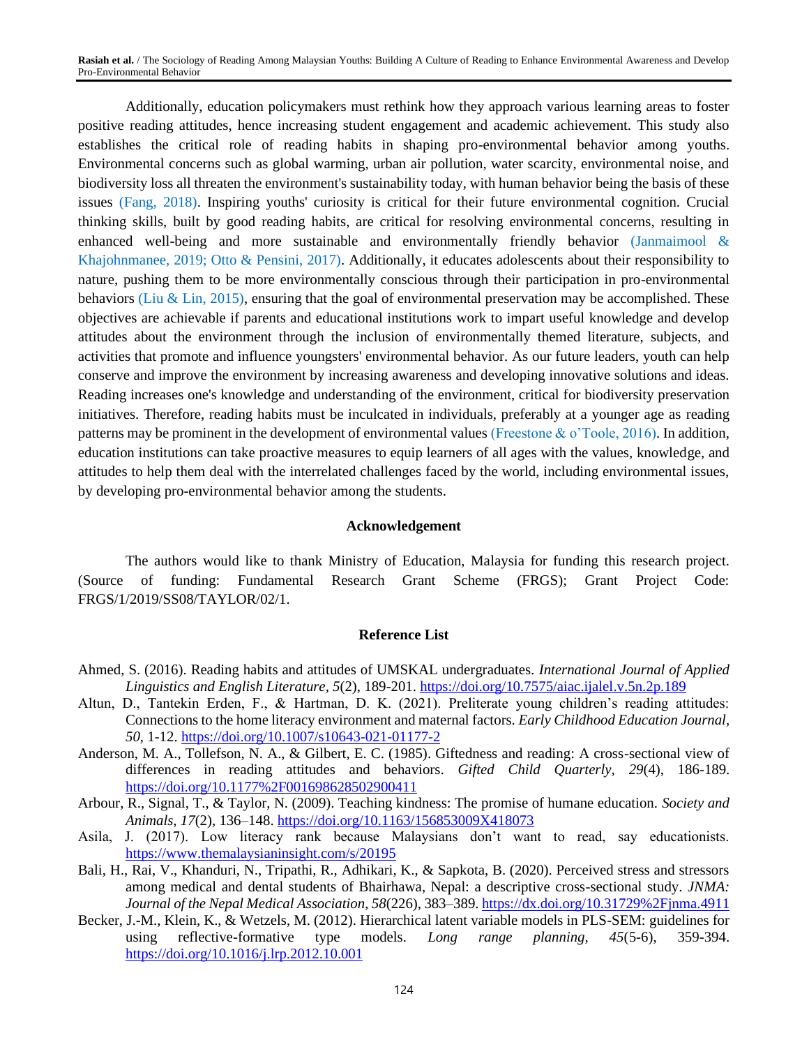Additionally, education policymakers must rethink how they approach various learning areas to foster positive reading attitudes, hence increasing student engagement and academic achievement. This study also establishes the critical role of reading habits in shaping pro-environmental behavior among youths. Environmental concerns such as global warming, urban air pollution, water scarcity, environmental noise, and biodiversity loss all threaten the environment's sustainability today, with human behavior being the basis of these issues (Fang, 2018). Inspiring youths' curiosity is critical for their future environmental cognition. Crucial thinking skills, built by good reading habits, are critical for resolving environmental concerns, resulting in enhanced well-being and more sustainable and environmentally friendly behavior (Janmaimool & Khajohnmanee, 2019; Otto & Pensini, 2017). Additionally, it educates adolescents about their responsibility to nature, pushing them to be more environmentally conscious through their participation in pro-environmental behaviors (Liu & Lin, 2015), ensuring that the goal of environmental preservation may be accomplished. These objectives are achievable if parents and educational institutions work to impart useful knowledge and develop attitudes about the environment through the inclusion of environmentally themed literature, subjects, and activities that promote and influence youngsters' environmental behavior. As our future leaders, youth can help conserve and improve the environment by increasing awareness and developing innovative solutions and ideas. Reading increases one's knowledge and understanding of the environment, critical for biodiversity preservation initiatives. Therefore, reading habits must be inculcated in individuals, preferably at a younger age as reading patterns may be prominent in the development of environmental values (Freestone & o'Toole, 2016). In addition, education institutions can take proactive measures to equip learners of all ages with the values, knowledge, and attitudes to help them deal with the interrelated challenges faced by the world, including environmental issues, by developing pro-environmental behavior among the students.

## Acknowledgement

The authors would like to thank Ministry of Education, Malaysia for funding this research project. (Source of funding: Fundamental Research Grant Scheme (FRGS); Grant Project Code: FRGS/1/2019/SS08/TAYLOR/02/1.

## Reference List

Ahmed, S. (2016). Reading habits and attitudes of UMSKAL undergraduates. *International Journal of Applied Linguistics and English Literature, 5*(2), 189-201. https://doi.org/10.7575/aiac.ijalel.v.5n.2p.189

Altun, D., Tantekin Erden, F., & Hartman, D. K. (2021). Preliterate young children's reading attitudes: Connections to the home literacy environment and maternal factors. *Early Childhood Education Journal, 50*, 1-12. https://doi.org/10.1007/s10643-021-01177-2

Anderson, M. A., Tollefson, N. A., & Gilbert, E. C. (1985). Giftedness and reading: A cross-sectional view of differences in reading attitudes and behaviors. *Gifted Child Quarterly, 29*(4), 186-189. https://doi.org/10.1177%2F001698628502900411

Arbour, R., Signal, T., & Taylor, N. (2009). Teaching kindness: The promise of humane education. *Society and Animals, 17*(2), 136–148. https://doi.org/10.1163/156853009X418073

Asila, J. (2017). Low literacy rank because Malaysians don't want to read, say educationists. https://www.themalaysianinsight.com/s/20195

Bali, H., Rai, V., Khanduri, N., Tripathi, R., Adhikari, K., & Sapkota, B. (2020). Perceived stress and stressors among medical and dental students of Bhairhawa, Nepal: a descriptive cross-sectional study. *JNMA: Journal of the Nepal Medical Association, 58*(226), 383–389. https://dx.doi.org/10.31729%2Fjnma.4911

Becker, J.-M., Klein, K., & Wetzels, M. (2012). Hierarchical latent variable models in PLS-SEM: guidelines for using reflective-formative type models. *Long range planning, 45*(5-6), 359-394. https://doi.org/10.1016/j.lrp.2012.10.001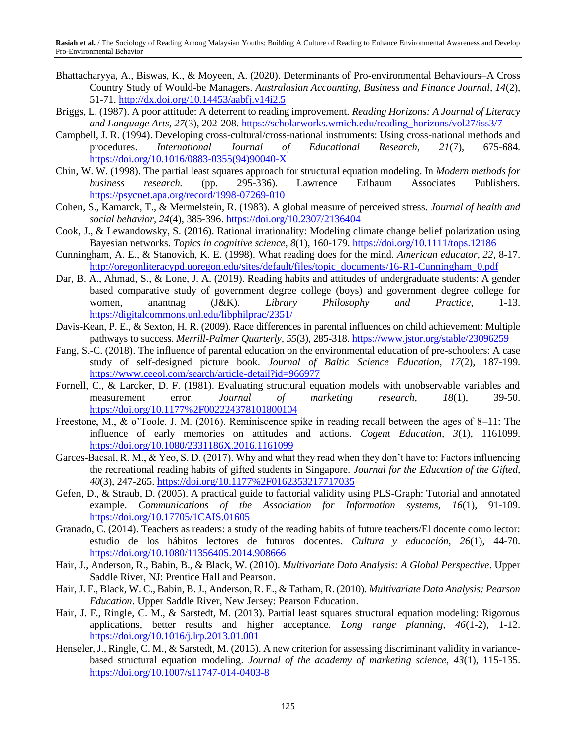Bhattacharyya, A., Biswas, K., & Moyeen, A. (2020). Determinants of Pro-environmental Behaviours–A Cross Country Study of Would-be Managers. *Australasian Accounting, Business and Finance Journal, 14*(2), 51-71. http://dx.doi.org/10.14453/aabfj.v14i2.5

Briggs, L. (1987). A poor attitude: A deterrent to reading improvement. *Reading Horizons: A Journal of Literacy and Language Arts, 27*(3), 202-208. https://scholarworks.wmich.edu/reading_horizons/vol27/iss3/7

Campbell, J. R. (1994). Developing cross-cultural/cross-national instruments: Using cross-national methods and procedures. *International Journal of Educational Research, 21*(7), 675-684. https://doi.org/10.1016/0883-0355(94)90040-X

Chin, W. W. (1998). The partial least squares approach for structural equation modeling. In *Modern methods for business research.* (pp. 295-336). Lawrence Erlbaum Associates Publishers. https://psycnet.apa.org/record/1998-07269-010

Cohen, S., Kamarck, T., & Mermelstein, R. (1983). A global measure of perceived stress. *Journal of health and social behavior, 24*(4), 385-396. https://doi.org/10.2307/2136404

Cook, J., & Lewandowsky, S. (2016). Rational irrationality: Modeling climate change belief polarization using Bayesian networks. *Topics in cognitive science, 8*(1), 160-179. https://doi.org/10.1111/tops.12186

Cunningham, A. E., & Stanovich, K. E. (1998). What reading does for the mind. *American educator, 22*, 8-17. http://oregonliteracypd.uoregon.edu/sites/default/files/topic_documents/16-R1-Cunningham_0.pdf

Dar, B. A., Ahmad, S., & Lone, J. A. (2019). Reading habits and attitudes of undergraduate students: A gender based comparative study of government degree college (boys) and government degree college for women, anantnag (J&K). *Library Philosophy and Practice*, 1-13. https://digitalcommons.unl.edu/libphilprac/2351/

Davis-Kean, P. E., & Sexton, H. R. (2009). Race differences in parental influences on child achievement: Multiple pathways to success. *Merrill-Palmer Quarterly, 55*(3), 285-318. https://www.jstor.org/stable/23096259

Fang, S.-C. (2018). The influence of parental education on the environmental education of pre-schoolers: A case study of self-designed picture book. *Journal of Baltic Science Education, 17*(2), 187-199. https://www.ceeol.com/search/article-detail?id=966977

Fornell, C., & Larcker, D. F. (1981). Evaluating structural equation models with unobservable variables and measurement error. *Journal of marketing research, 18*(1), 39-50. https://doi.org/10.1177%2F002224378101800104

Freestone, M., & o'Toole, J. M. (2016). Reminiscence spike in reading recall between the ages of 8–11: The influence of early memories on attitudes and actions. *Cogent Education, 3*(1), 1161099. https://doi.org/10.1080/2331186X.2016.1161099

Garces-Bacsal, R. M., & Yeo, S. D. (2017). Why and what they read when they don't have to: Factors influencing the recreational reading habits of gifted students in Singapore. *Journal for the Education of the Gifted, 40*(3), 247-265. https://doi.org/10.1177%2F0162353217717035

Gefen, D., & Straub, D. (2005). A practical guide to factorial validity using PLS-Graph: Tutorial and annotated example. *Communications of the Association for Information systems, 16*(1), 91-109. https://doi.org/10.17705/1CAIS.01605

Granado, C. (2014). Teachers as readers: a study of the reading habits of future teachers/El docente como lector: estudio de los hábitos lectores de futuros docentes. *Cultura y educación, 26*(1), 44-70. https://doi.org/10.1080/11356405.2014.908666

Hair, J., Anderson, R., Babin, B., & Black, W. (2010). *Multivariate Data Analysis: A Global Perspective*. Upper Saddle River, NJ: Prentice Hall and Pearson.

Hair, J. F., Black, W. C., Babin, B. J., Anderson, R. E., & Tatham, R. (2010). *Multivariate Data Analysis: Pearson Education*. Upper Saddle River, New Jersey: Pearson Education.

Hair, J. F., Ringle, C. M., & Sarstedt, M. (2013). Partial least squares structural equation modeling: Rigorous applications, better results and higher acceptance. *Long range planning, 46*(1-2), 1-12. https://doi.org/10.1016/j.lrp.2013.01.001

Henseler, J., Ringle, C. M., & Sarstedt, M. (2015). A new criterion for assessing discriminant validity in variance-based structural equation modeling. *Journal of the academy of marketing science, 43*(1), 115-135. https://doi.org/10.1007/s11747-014-0403-8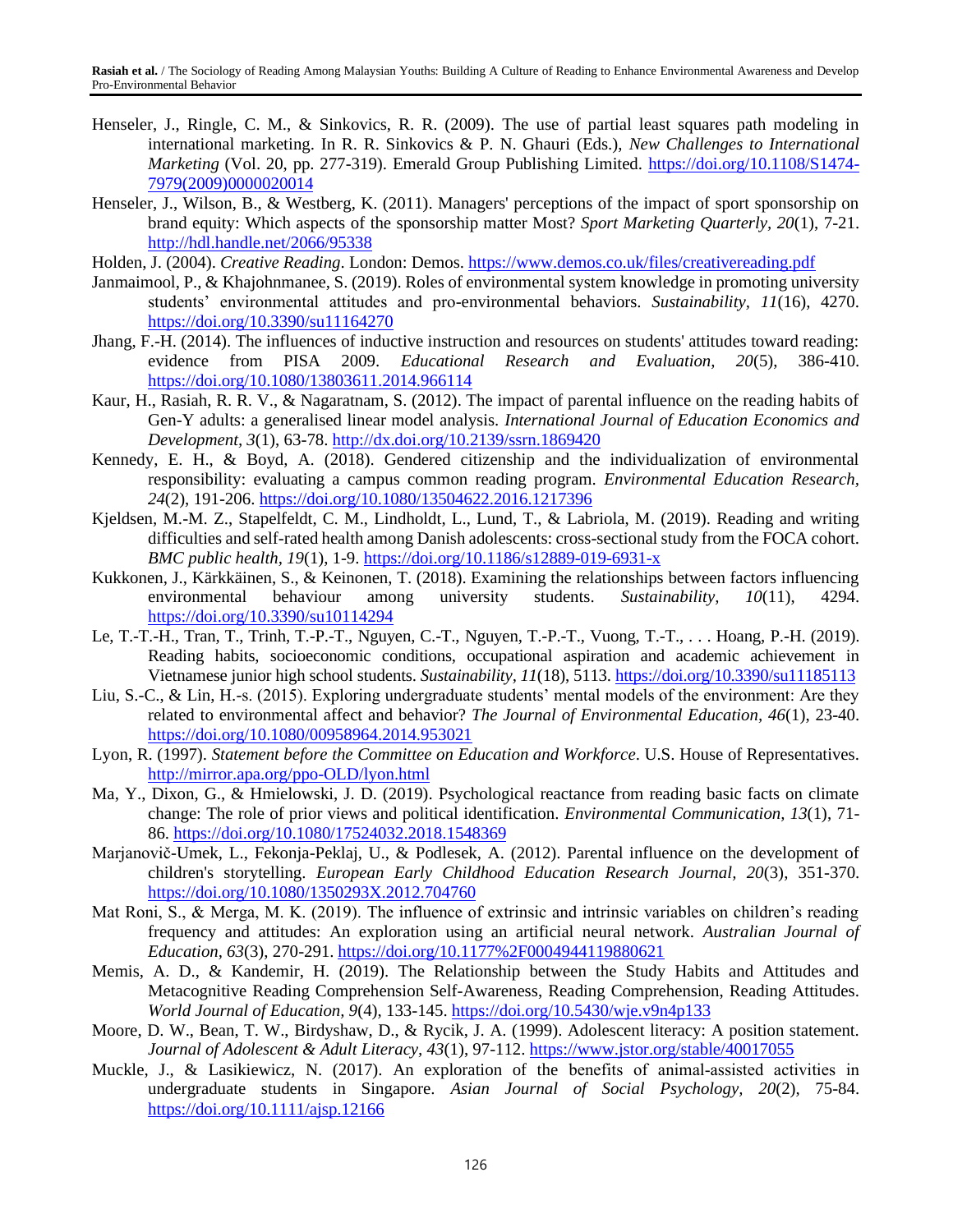Henseler, J., Ringle, C. M., & Sinkovics, R. R. (2009). The use of partial least squares path modeling in international marketing. In R. R. Sinkovics & P. N. Ghauri (Eds.), *New Challenges to International Marketing* (Vol. 20, pp. 277-319). Emerald Group Publishing Limited. https://doi.org/10.1108/S1474-7979(2009)0000020014

Henseler, J., Wilson, B., & Westberg, K. (2011). Managers' perceptions of the impact of sport sponsorship on brand equity: Which aspects of the sponsorship matter Most? *Sport Marketing Quarterly, 20*(1), 7-21. http://hdl.handle.net/2066/95338

Holden, J. (2004). *Creative Reading*. London: Demos. https://www.demos.co.uk/files/creativereading.pdf

Janmaimool, P., & Khajohnmanee, S. (2019). Roles of environmental system knowledge in promoting university students' environmental attitudes and pro-environmental behaviors. *Sustainability, 11*(16), 4270. https://doi.org/10.3390/su11164270

Jhang, F.-H. (2014). The influences of inductive instruction and resources on students' attitudes toward reading: evidence from PISA 2009. *Educational Research and Evaluation, 20*(5), 386-410. https://doi.org/10.1080/13803611.2014.966114

Kaur, H., Rasiah, R. R. V., & Nagaratnam, S. (2012). The impact of parental influence on the reading habits of Gen-Y adults: a generalised linear model analysis. *International Journal of Education Economics and Development, 3*(1), 63-78. http://dx.doi.org/10.2139/ssrn.1869420

Kennedy, E. H., & Boyd, A. (2018). Gendered citizenship and the individualization of environmental responsibility: evaluating a campus common reading program. *Environmental Education Research, 24*(2), 191-206. https://doi.org/10.1080/13504622.2016.1217396

Kjeldsen, M.-M. Z., Stapelfeldt, C. M., Lindholdt, L., Lund, T., & Labriola, M. (2019). Reading and writing difficulties and self-rated health among Danish adolescents: cross-sectional study from the FOCA cohort. *BMC public health, 19*(1), 1-9. https://doi.org/10.1186/s12889-019-6931-x

Kukkonen, J., Kärkkäinen, S., & Keinonen, T. (2018). Examining the relationships between factors influencing environmental behaviour among university students. *Sustainability, 10*(11), 4294. https://doi.org/10.3390/su10114294

Le, T.-T.-H., Tran, T., Trinh, T.-P.-T., Nguyen, C.-T., Nguyen, T.-P.-T., Vuong, T.-T., . . . Hoang, P.-H. (2019). Reading habits, socioeconomic conditions, occupational aspiration and academic achievement in Vietnamese junior high school students. *Sustainability, 11*(18), 5113. https://doi.org/10.3390/su11185113

Liu, S.-C., & Lin, H.-s. (2015). Exploring undergraduate students' mental models of the environment: Are they related to environmental affect and behavior? *The Journal of Environmental Education, 46*(1), 23-40. https://doi.org/10.1080/00958964.2014.953021

Lyon, R. (1997). *Statement before the Committee on Education and Workforce*. U.S. House of Representatives. http://mirror.apa.org/ppo-OLD/lyon.html

Ma, Y., Dixon, G., & Hmielowski, J. D. (2019). Psychological reactance from reading basic facts on climate change: The role of prior views and political identification. *Environmental Communication, 13*(1), 71-86. https://doi.org/10.1080/17524032.2018.1548369

Marjanovič-Umek, L., Fekonja-Peklaj, U., & Podlesek, A. (2012). Parental influence on the development of children's storytelling. *European Early Childhood Education Research Journal, 20*(3), 351-370. https://doi.org/10.1080/1350293X.2012.704760

Mat Roni, S., & Merga, M. K. (2019). The influence of extrinsic and intrinsic variables on children's reading frequency and attitudes: An exploration using an artificial neural network. *Australian Journal of Education, 63*(3), 270-291. https://doi.org/10.1177%2F0004944119880621

Memis, A. D., & Kandemir, H. (2019). The Relationship between the Study Habits and Attitudes and Metacognitive Reading Comprehension Self-Awareness, Reading Comprehension, Reading Attitudes. *World Journal of Education, 9*(4), 133-145. https://doi.org/10.5430/wje.v9n4p133

Moore, D. W., Bean, T. W., Birdyshaw, D., & Rycik, J. A. (1999). Adolescent literacy: A position statement. *Journal of Adolescent & Adult Literacy, 43*(1), 97-112. https://www.jstor.org/stable/40017055

Muckle, J., & Lasikiewicz, N. (2017). An exploration of the benefits of animal-assisted activities in undergraduate students in Singapore. *Asian Journal of Social Psychology, 20*(2), 75-84. https://doi.org/10.1111/ajsp.12166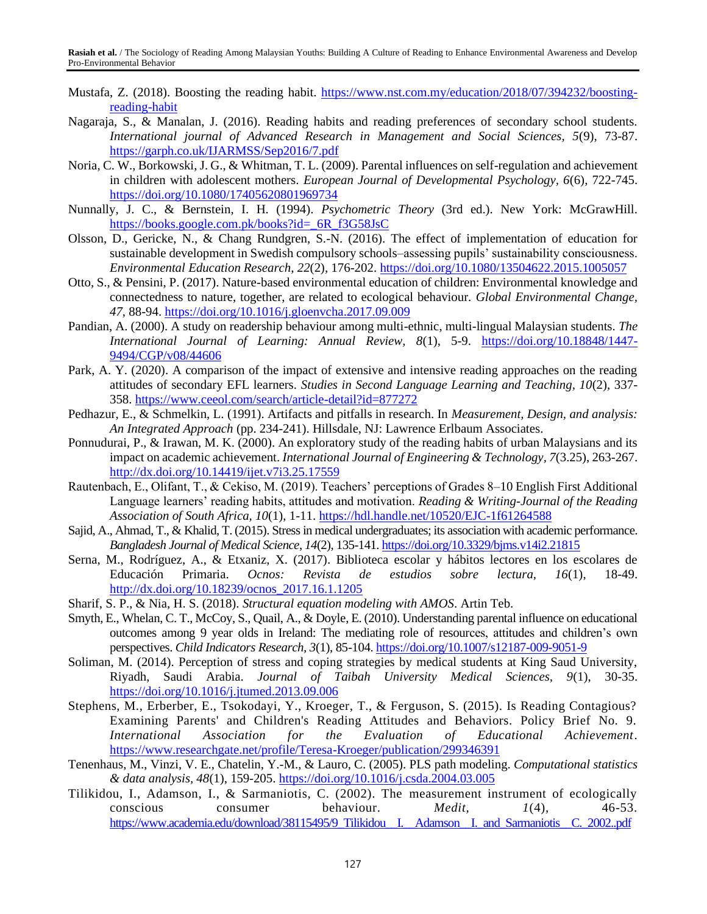Mustafa, Z. (2018). Boosting the reading habit. https://www.nst.com.my/education/2018/07/394232/boosting-reading-habit

Nagaraja, S., & Manalan, J. (2016). Reading habits and reading preferences of secondary school students. *International journal of Advanced Research in Management and Social Sciences, 5*(9), 73-87. https://garph.co.uk/IJARMSS/Sep2016/7.pdf

Noria, C. W., Borkowski, J. G., & Whitman, T. L. (2009). Parental influences on self-regulation and achievement in children with adolescent mothers. *European Journal of Developmental Psychology, 6*(6), 722-745. https://doi.org/10.1080/17405620801969734

Nunnally, J. C., & Bernstein, I. H. (1994). *Psychometric Theory* (3rd ed.). New York: McGrawHill. https://books.google.com.pk/books?id=_6R_f3G58JsC

Olsson, D., Gericke, N., & Chang Rundgren, S.-N. (2016). The effect of implementation of education for sustainable development in Swedish compulsory schools–assessing pupils' sustainability consciousness. *Environmental Education Research, 22*(2), 176-202. https://doi.org/10.1080/13504622.2015.1005057

Otto, S., & Pensini, P. (2017). Nature-based environmental education of children: Environmental knowledge and connectedness to nature, together, are related to ecological behaviour. *Global Environmental Change, 47*, 88-94. https://doi.org/10.1016/j.gloenvcha.2017.09.009

Pandian, A. (2000). A study on readership behaviour among multi-ethnic, multi-lingual Malaysian students. *The International Journal of Learning: Annual Review, 8*(1), 5-9. https://doi.org/10.18848/1447-9494/CGP/v08/44606

Park, A. Y. (2020). A comparison of the impact of extensive and intensive reading approaches on the reading attitudes of secondary EFL learners. *Studies in Second Language Learning and Teaching, 10*(2), 337-358. https://www.ceeol.com/search/article-detail?id=877272

Pedhazur, E., & Schmelkin, L. (1991). Artifacts and pitfalls in research. In *Measurement, Design, and analysis: An Integrated Approach* (pp. 234-241). Hillsdale, NJ: Lawrence Erlbaum Associates.

Ponnudurai, P., & Irawan, M. K. (2000). An exploratory study of the reading habits of urban Malaysians and its impact on academic achievement. *International Journal of Engineering & Technology, 7*(3.25), 263-267. http://dx.doi.org/10.14419/ijet.v7i3.25.17559

Rautenbach, E., Olifant, T., & Cekiso, M. (2019). Teachers' perceptions of Grades 8–10 English First Additional Language learners' reading habits, attitudes and motivation. *Reading & Writing-Journal of the Reading Association of South Africa, 10*(1), 1-11. https://hdl.handle.net/10520/EJC-1f61264588

Sajid, A., Ahmad, T., & Khalid, T. (2015). Stress in medical undergraduates; its association with academic performance. *Bangladesh Journal of Medical Science, 14*(2), 135-141. https://doi.org/10.3329/bjms.v14i2.21815

Serna, M., Rodríguez, A., & Etxaniz, X. (2017). Biblioteca escolar y hábitos lectores en los escolares de Educación Primaria. *Ocnos: Revista de estudios sobre lectura, 16*(1), 18-49. http://dx.doi.org/10.18239/ocnos_2017.16.1.1205

Sharif, S. P., & Nia, H. S. (2018). *Structural equation modeling with AMOS*. Artin Teb.

Smyth, E., Whelan, C. T., McCoy, S., Quail, A., & Doyle, E. (2010). Understanding parental influence on educational outcomes among 9 year olds in Ireland: The mediating role of resources, attitudes and children's own perspectives. *Child Indicators Research, 3*(1), 85-104. https://doi.org/10.1007/s12187-009-9051-9

Soliman, M. (2014). Perception of stress and coping strategies by medical students at King Saud University, Riyadh, Saudi Arabia. *Journal of Taibah University Medical Sciences, 9*(1), 30-35. https://doi.org/10.1016/j.jtumed.2013.09.006

Stephens, M., Erberber, E., Tsokodayi, Y., Kroeger, T., & Ferguson, S. (2015). Is Reading Contagious? Examining Parents' and Children's Reading Attitudes and Behaviors. Policy Brief No. 9. *International Association for the Evaluation of Educational Achievement*. https://www.researchgate.net/profile/Teresa-Kroeger/publication/299346391

Tenenhaus, M., Vinzi, V. E., Chatelin, Y.-M., & Lauro, C. (2005). PLS path modeling. *Computational statistics & data analysis, 48*(1), 159-205. https://doi.org/10.1016/j.csda.2004.03.005

Tilikidou, I., Adamson, I., & Sarmaniotis, C. (2002). The measurement instrument of ecologically conscious consumer behaviour. *Medit, 1*(4), 46-53. https://www.academia.edu/download/38115495/9_Tilikidou__I.__Adamson__I._and_Sarmaniotis__C._2002..pdf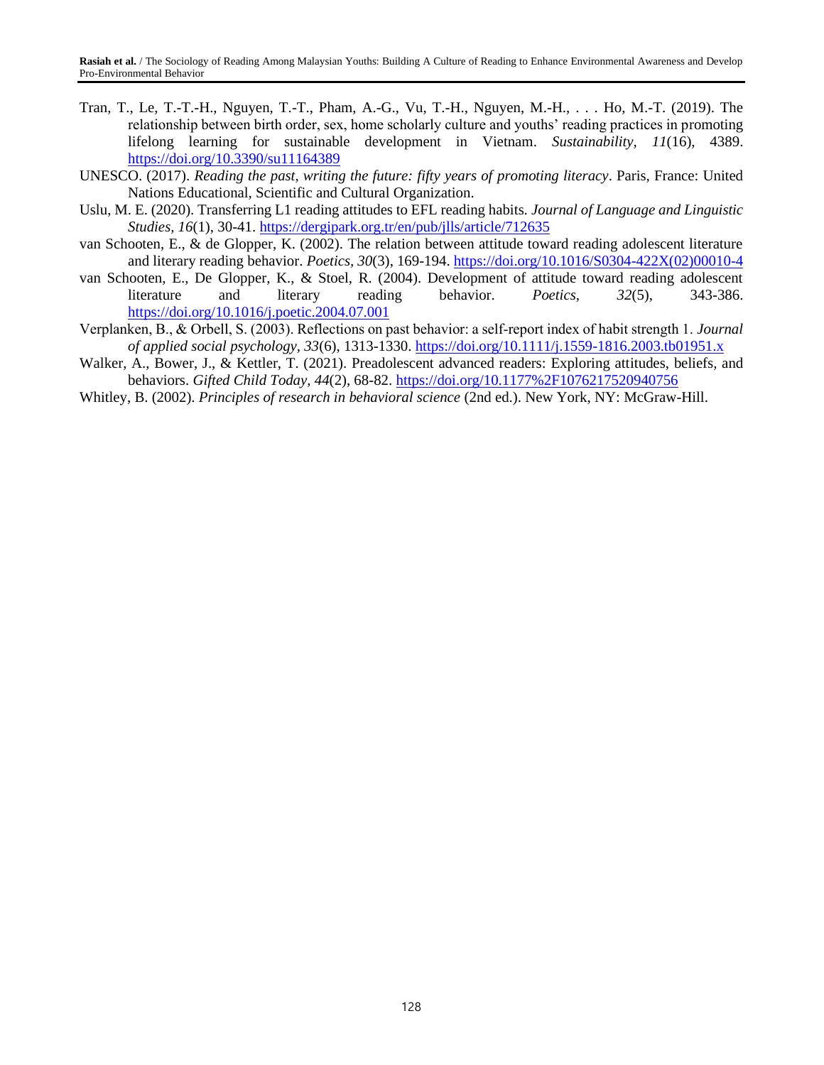Tran, T., Le, T.-T.-H., Nguyen, T.-T., Pham, A.-G., Vu, T.-H., Nguyen, M.-H., . . . Ho, M.-T. (2019). The relationship between birth order, sex, home scholarly culture and youths' reading practices in promoting lifelong learning for sustainable development in Vietnam. *Sustainability, 11*(16), 4389. https://doi.org/10.3390/su11164389

UNESCO. (2017). *Reading the past, writing the future: fifty years of promoting literacy*. Paris, France: United Nations Educational, Scientific and Cultural Organization.

Uslu, M. E. (2020). Transferring L1 reading attitudes to EFL reading habits*. Journal of Language and Linguistic Studies, 16*(1), 30-41. https://dergipark.org.tr/en/pub/jlls/article/712635

van Schooten, E., & de Glopper, K. (2002). The relation between attitude toward reading adolescent literature and literary reading behavior. *Poetics*, *30*(3), 169-194. https://doi.org/10.1016/S0304-422X(02)00010-4

van Schooten, E., De Glopper, K., & Stoel, R. (2004). Development of attitude toward reading adolescent literature and literary reading behavior. *Poetics*, *32*(5), 343-386. https://doi.org/10.1016/j.poetic.2004.07.001

Verplanken, B., & Orbell, S. (2003). Reflections on past behavior: a self-report index of habit strength 1. *Journal of applied social psychology, 33*(6), 1313-1330. https://doi.org/10.1111/j.1559-1816.2003.tb01951.x

Walker, A., Bower, J., & Kettler, T. (2021). Preadolescent advanced readers: Exploring attitudes, beliefs, and behaviors. *Gifted Child Today, 44*(2), 68-82. https://doi.org/10.1177%2F1076217520940756

Whitley, B. (2002). *Principles of research in behavioral science* (2nd ed.). New York, NY: McGraw-Hill.